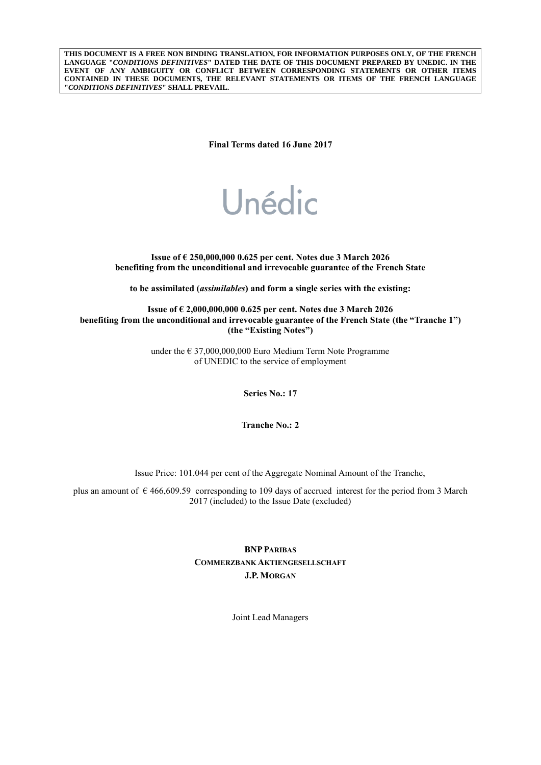**THIS DOCUMENT IS A FREE NON BINDING TRANSLATION, FOR INFORMATION PURPOSES ONLY, OF THE FRENCH LANGUAGE "*CONDITIONS DEFINITIVES*" DATED THE DATE OF THIS DOCUMENT PREPARED BY UNEDIC. IN THE EVENT OF ANY AMBIGUITY OR CONFLICT BETWEEN CORRESPONDING STATEMENTS OR OTHER ITEMS CONTAINED IN THESE DOCUMENTS, THE RELEVANT STATEMENTS OR ITEMS OF THE FRENCH LANGUAGE "*CONDITIONS DEFINITIVES*" SHALL PREVAIL.**

**Final Terms dated 16 June 2017**

Unédic

**Issue of € 250,000,000 0.625 per cent. Notes due 3 March 2026**
**benefiting from the unconditional and irrevocable guarantee of the French State**

**to be assimilated (*assimilables*) and form a single series with the existing:**

**Issue of € 2,000,000,000 0.625 per cent. Notes due 3 March 2026**
**benefiting from the unconditional and irrevocable guarantee of the French State (the "Tranche 1")**
**(the "Existing Notes")**

under the € 37,000,000,000 Euro Medium Term Note Programme
of UNEDIC to the service of employment

**Series No.: 17**

**Tranche No.: 2**

Issue Price: 101.044 per cent of the Aggregate Nominal Amount of the Tranche,

plus an amount of € 466,609.59 corresponding to 109 days of accrued interest for the period from 3 March 2017 (included) to the Issue Date (excluded)

**BNP PARIBAS**
**COMMERZBANK AKTIENGESELLSCHAFT**
**J.P. MORGAN**

Joint Lead Managers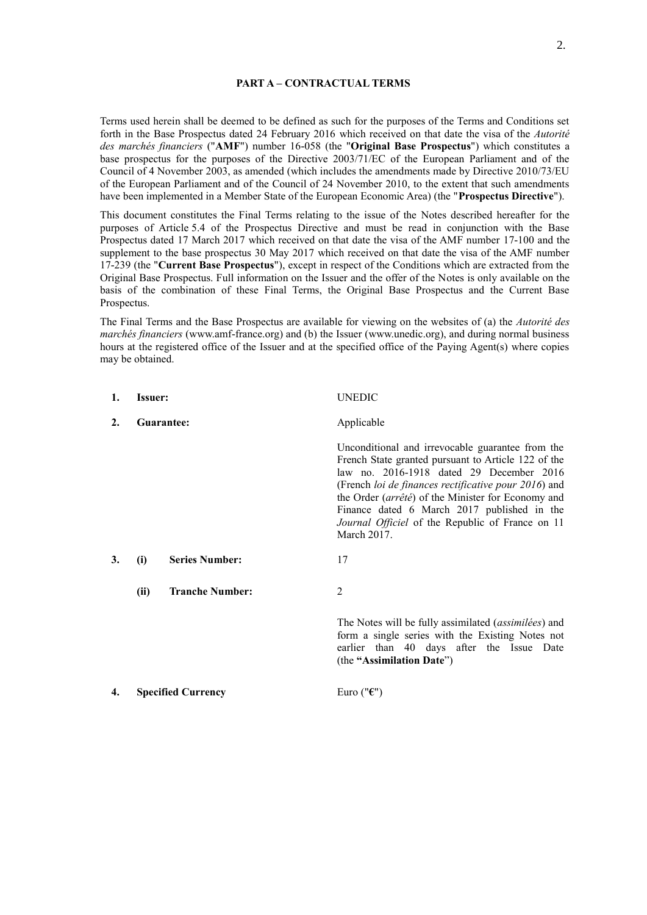## PART A – CONTRACTUAL TERMS

Terms used herein shall be deemed to be defined as such for the purposes of the Terms and Conditions set forth in the Base Prospectus dated 24 February 2016 which received on that date the visa of the *Autorité des marchés financiers* ("**AMF**") number 16-058 (the "**Original Base Prospectus**") which constitutes a base prospectus for the purposes of the Directive 2003/71/EC of the European Parliament and of the Council of 4 November 2003, as amended (which includes the amendments made by Directive 2010/73/EU of the European Parliament and of the Council of 24 November 2010, to the extent that such amendments have been implemented in a Member State of the European Economic Area) (the "**Prospectus Directive**").

This document constitutes the Final Terms relating to the issue of the Notes described hereafter for the purposes of Article 5.4 of the Prospectus Directive and must be read in conjunction with the Base Prospectus dated 17 March 2017 which received on that date the visa of the AMF number 17-100 and the supplement to the base prospectus 30 May 2017 which received on that date the visa of the AMF number 17-239 (the "**Current Base Prospectus**"), except in respect of the Conditions which are extracted from the Original Base Prospectus. Full information on the Issuer and the offer of the Notes is only available on the basis of the combination of these Final Terms, the Original Base Prospectus and the Current Base Prospectus.

The Final Terms and the Base Prospectus are available for viewing on the websites of (a) the *Autorité des marchés financiers* (www.amf-france.org) and (b) the Issuer (www.unedic.org), and during normal business hours at the registered office of the Issuer and at the specified office of the Paying Agent(s) where copies may be obtained.

| | | |
|---|---|---|
| **1.** | **Issuer:** | UNEDIC |
| **2.** | **Guarantee:** | Applicable<br><br>Unconditional and irrevocable guarantee from the French State granted pursuant to Article 122 of the law no. 2016-1918 dated 29 December 2016 (French *loi de finances rectificative pour 2016*) and the Order (*arrêté*) of the Minister for Economy and Finance dated 6 March 2017 published in the *Journal Officiel* of the Republic of France on 11 March 2017. |
| **3.** | **(i) Series Number:** | 17 |
| | **(ii) Tranche Number:** | 2<br><br>The Notes will be fully assimilated (*assimilées*) and form a single series with the Existing Notes not earlier than 40 days after the Issue Date (the **"Assimilation Date**") |
| **4.** | **Specified Currency** | Euro ("**€**") |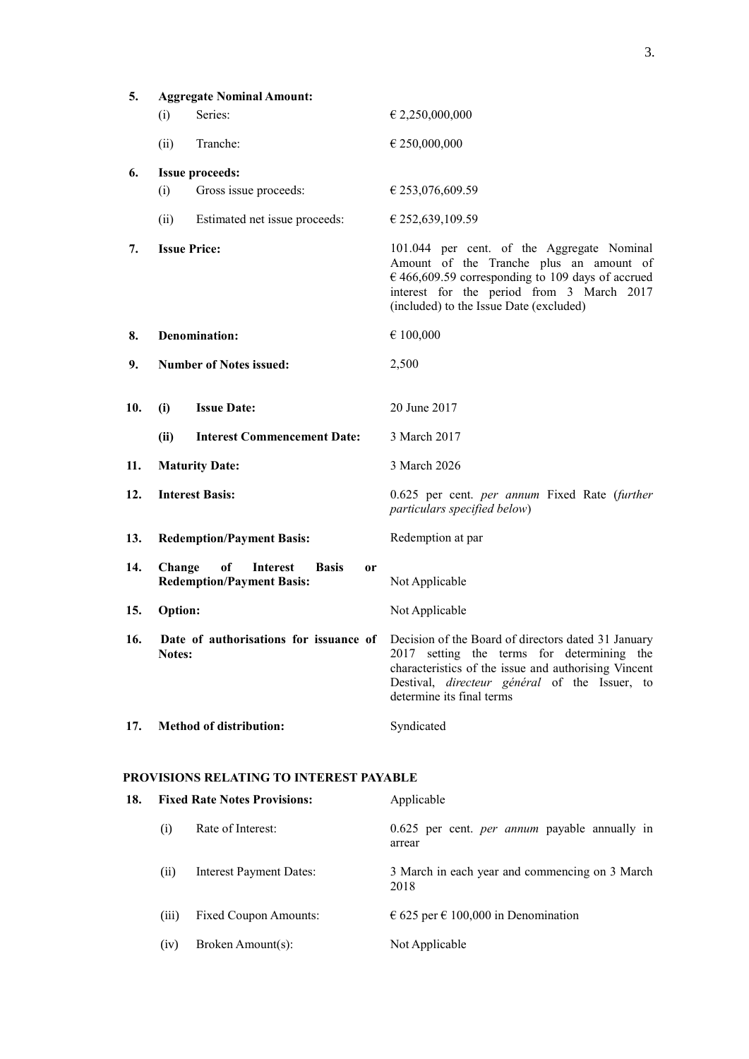| | | |
|---|---|---|
| **5.** | **Aggregate Nominal Amount:** | |
| | (i) Series: | € 2,250,000,000 |
| | (ii) Tranche: | € 250,000,000 |
| **6.** | **Issue proceeds:** | |
| | (i) Gross issue proceeds: | € 253,076,609.59 |
| | (ii) Estimated net issue proceeds: | € 252,639,109.59 |
| **7.** | **Issue Price:** | 101.044 per cent. of the Aggregate Nominal Amount of the Tranche plus an amount of € 466,609.59 corresponding to 109 days of accrued interest for the period from 3 March 2017 (included) to the Issue Date (excluded) |
| **8.** | **Denomination:** | € 100,000 |
| **9.** | **Number of Notes issued:** | 2,500 |
| **10.** | **(i) Issue Date:** | 20 June 2017 |
| | **(ii) Interest Commencement Date:** | 3 March 2017 |
| **11.** | **Maturity Date:** | 3 March 2026 |
| **12.** | **Interest Basis:** | 0.625 per cent. *per annum* Fixed Rate (*further particulars specified below*) |
| **13.** | **Redemption/Payment Basis:** | Redemption at par |
| **14.** | **Change of Interest Basis or Redemption/Payment Basis:** | Not Applicable |
| **15.** | **Option:** | Not Applicable |
| **16.** | **Date of authorisations for issuance of Notes:** | Decision of the Board of directors dated 31 January 2017 setting the terms for determining the characteristics of the issue and authorising Vincent Destival, *directeur général* of the Issuer, to determine its final terms |
| **17.** | **Method of distribution:** | Syndicated |

**PROVISIONS RELATING TO INTEREST PAYABLE**

| | | |
|---|---|---|
| **18.** | **Fixed Rate Notes Provisions:** | Applicable |
| | (i) Rate of Interest: | 0.625 per cent. *per annum* payable annually in arrear |
| | (ii) Interest Payment Dates: | 3 March in each year and commencing on 3 March 2018 |
| | (iii) Fixed Coupon Amounts: | € 625 per € 100,000 in Denomination |
| | (iv) Broken Amount(s): | Not Applicable |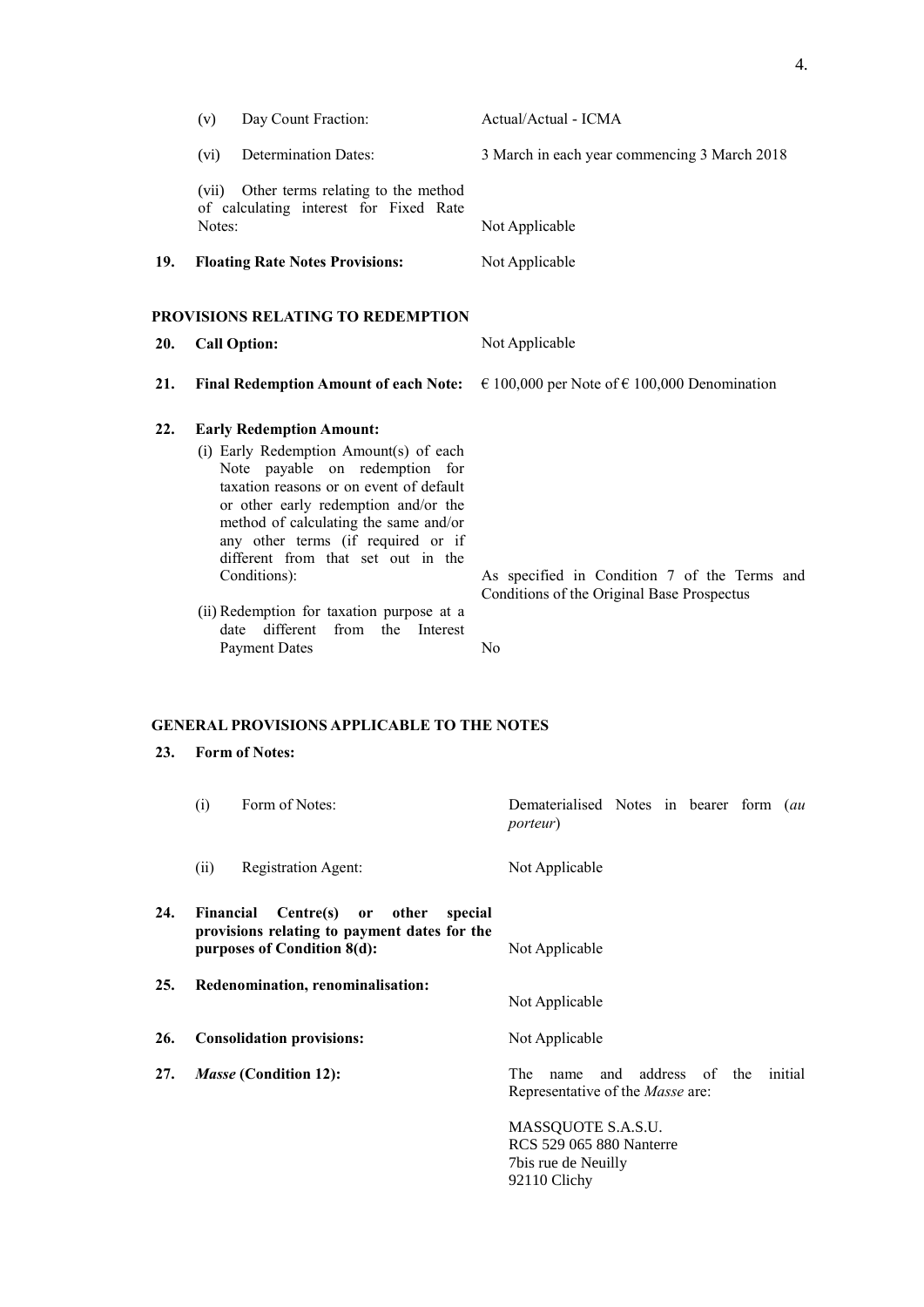| | | |
|---|---|---|
| | (v) Day Count Fraction: | Actual/Actual - ICMA |
| | (vi) Determination Dates: | 3 March in each year commencing 3 March 2018 |
| | (vii) Other terms relating to the method of calculating interest for Fixed Rate Notes: | Not Applicable |
| **19.** | **Floating Rate Notes Provisions:** | Not Applicable |

**PROVISIONS RELATING TO REDEMPTION**

| | | |
|---|---|---|
| **20.** | **Call Option:** | Not Applicable |
| **21.** | **Final Redemption Amount of each Note:** | € 100,000 per Note of € 100,000 Denomination |
| **22.** | **Early Redemption Amount:** | |
| | (i) Early Redemption Amount(s) of each Note payable on redemption for taxation reasons or on event of default or other early redemption and/or the method of calculating the same and/or any other terms (if required or if different from that set out in the Conditions): | As specified in Condition 7 of the Terms and Conditions of the Original Base Prospectus |
| | (ii) Redemption for taxation purpose at a date different from the Interest Payment Dates | No |

**GENERAL PROVISIONS APPLICABLE TO THE NOTES**

| | | |
|---|---|---|
| **23.** | **Form of Notes:** | |
| | (i) Form of Notes: | Dematerialised Notes in bearer form (*au porteur*) |
| | (ii) Registration Agent: | Not Applicable |
| **24.** | **Financial Centre(s) or other special provisions relating to payment dates for the purposes of Condition 8(d):** | Not Applicable |
| **25.** | **Redenomination, renominalisation:** | Not Applicable |
| **26.** | **Consolidation provisions:** | Not Applicable |
| **27.** | ***Masse* (Condition 12):** | The name and address of the initial Representative of the *Masse* are:<br><br>MASSQUOTE S.A.S.U.<br>RCS 529 065 880 Nanterre<br>7bis rue de Neuilly<br>92110 Clichy |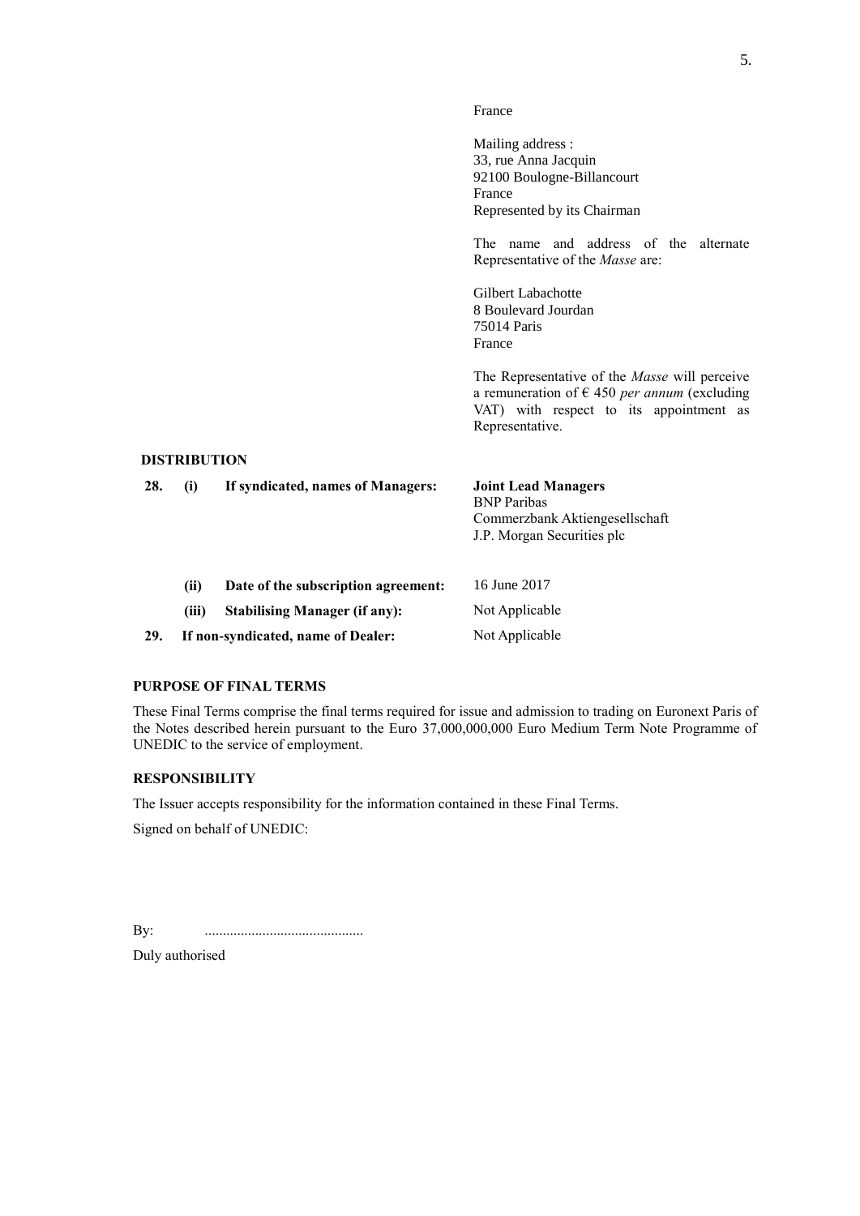France

Mailing address :
33, rue Anna Jacquin
92100 Boulogne-Billancourt
France
Represented by its Chairman

The name and address of the alternate Representative of the *Masse* are:

Gilbert Labachotte
8 Boulevard Jourdan
75014 Paris
France

The Representative of the *Masse* will perceive a remuneration of € 450 *per annum* (excluding VAT) with respect to its appointment as Representative.

**DISTRIBUTION**

| | | | |
|---|---|---|---|
| **28.** | **(i)** | **If syndicated, names of Managers:** | **Joint Lead Managers**<br>BNP Paribas<br>Commerzbank Aktiengesellschaft<br>J.P. Morgan Securities plc |
| | **(ii)** | **Date of the subscription agreement:** | 16 June 2017 |
| | **(iii)** | **Stabilising Manager (if any):** | Not Applicable |
| **29.** | | **If non-syndicated, name of Dealer:** | Not Applicable |

**PURPOSE OF FINAL TERMS**

These Final Terms comprise the final terms required for issue and admission to trading on Euronext Paris of the Notes described herein pursuant to the Euro 37,000,000,000 Euro Medium Term Note Programme of UNEDIC to the service of employment.

**RESPONSIBILITY**

The Issuer accepts responsibility for the information contained in these Final Terms.

Signed on behalf of UNEDIC:

By: ...........................................

Duly authorised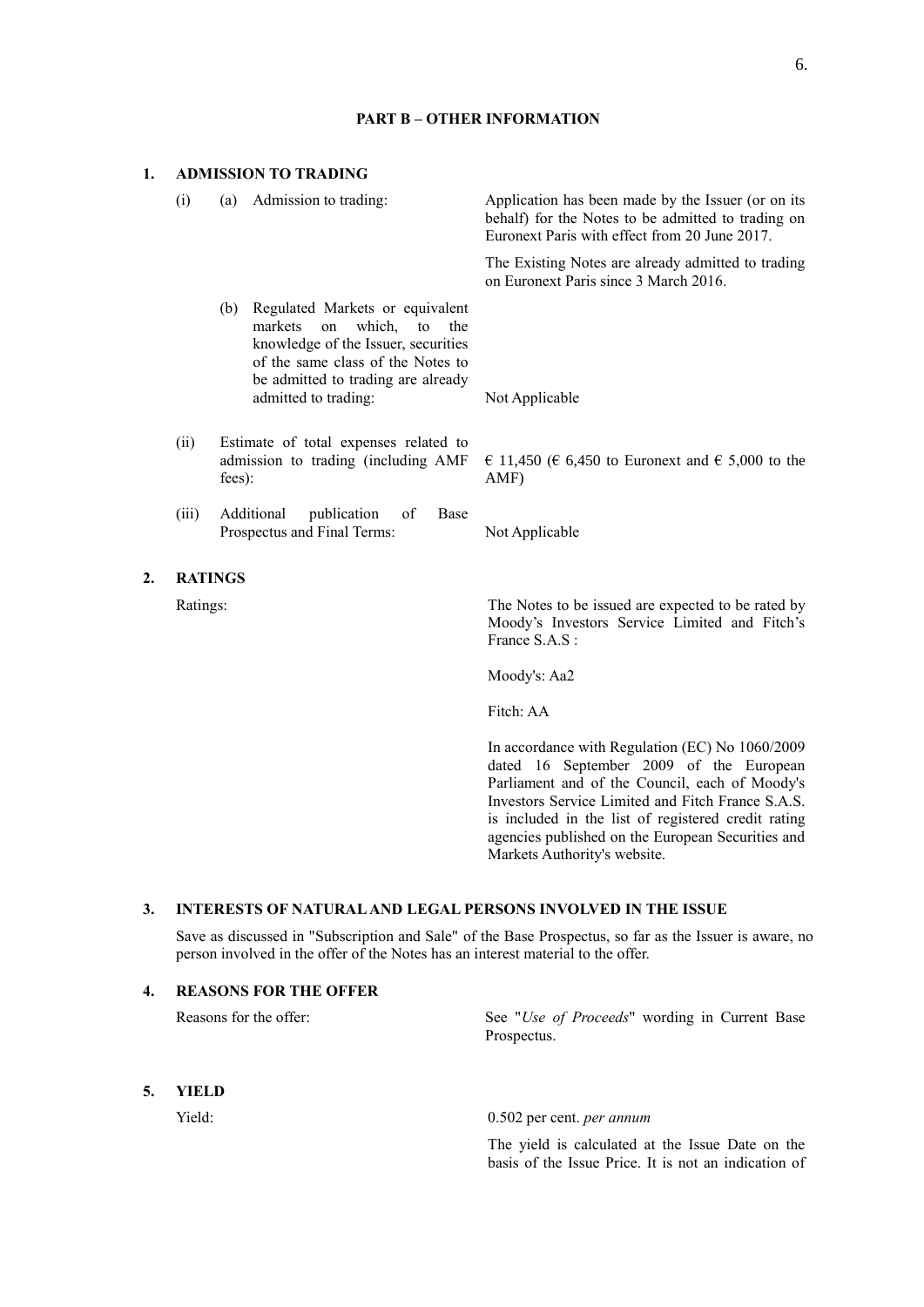## PART B – OTHER INFORMATION

### 1. ADMISSION TO TRADING

| | |
|---|---|
| (i) (a) Admission to trading: | Application has been made by the Issuer (or on its behalf) for the Notes to be admitted to trading on Euronext Paris with effect from 20 June 2017.<br><br>The Existing Notes are already admitted to trading on Euronext Paris since 3 March 2016. |
| (b) Regulated Markets or equivalent markets on which, to the knowledge of the Issuer, securities of the same class of the Notes to be admitted to trading are already admitted to trading: | Not Applicable |
| (ii) Estimate of total expenses related to admission to trading (including AMF fees): | € 11,450 (€ 6,450 to Euronext and € 5,000 to the AMF) |
| (iii) Additional publication of Base Prospectus and Final Terms: | Not Applicable |

### 2. RATINGS

| | |
|---|---|
| Ratings: | The Notes to be issued are expected to be rated by Moody's Investors Service Limited and Fitch's France S.A.S :<br><br>Moody's: Aa2<br><br>Fitch: AA<br><br>In accordance with Regulation (EC) No 1060/2009 dated 16 September 2009 of the European Parliament and of the Council, each of Moody's Investors Service Limited and Fitch France S.A.S. is included in the list of registered credit rating agencies published on the European Securities and Markets Authority's website. |

### 3. INTERESTS OF NATURAL AND LEGAL PERSONS INVOLVED IN THE ISSUE

Save as discussed in "Subscription and Sale" of the Base Prospectus, so far as the Issuer is aware, no person involved in the offer of the Notes has an interest material to the offer.

### 4. REASONS FOR THE OFFER

| | |
|---|---|
| Reasons for the offer: | See "*Use of Proceeds*" wording in Current Base Prospectus. |

### 5. YIELD

| | |
|---|---|
| Yield: | 0.502 per cent. *per annum*<br><br>The yield is calculated at the Issue Date on the basis of the Issue Price. It is not an indication of |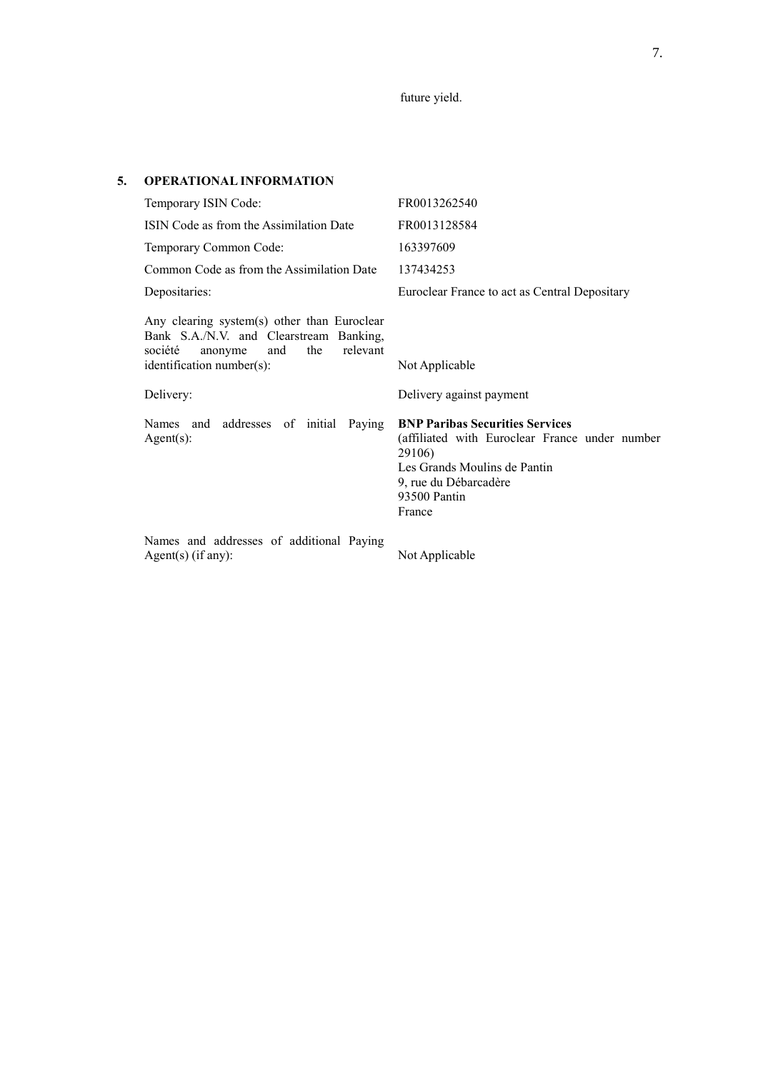future yield.

## 5. OPERATIONAL INFORMATION

| | |
|---|---|
| Temporary ISIN Code: | FR0013262540 |
| ISIN Code as from the Assimilation Date | FR0013128584 |
| Temporary Common Code: | 163397609 |
| Common Code as from the Assimilation Date | 137434253 |
| Depositaries: | Euroclear France to act as Central Depositary |
| Any clearing system(s) other than Euroclear Bank S.A./N.V. and Clearstream Banking, société anonyme and the relevant identification number(s): | Not Applicable |
| Delivery: | Delivery against payment |
| Names and addresses of initial Paying Agent(s): | **BNP Paribas Securities Services** (affiliated with Euroclear France under number 29106) Les Grands Moulins de Pantin 9, rue du Débarcadère 93500 Pantin France |
| Names and addresses of additional Paying Agent(s) (if any): | Not Applicable |